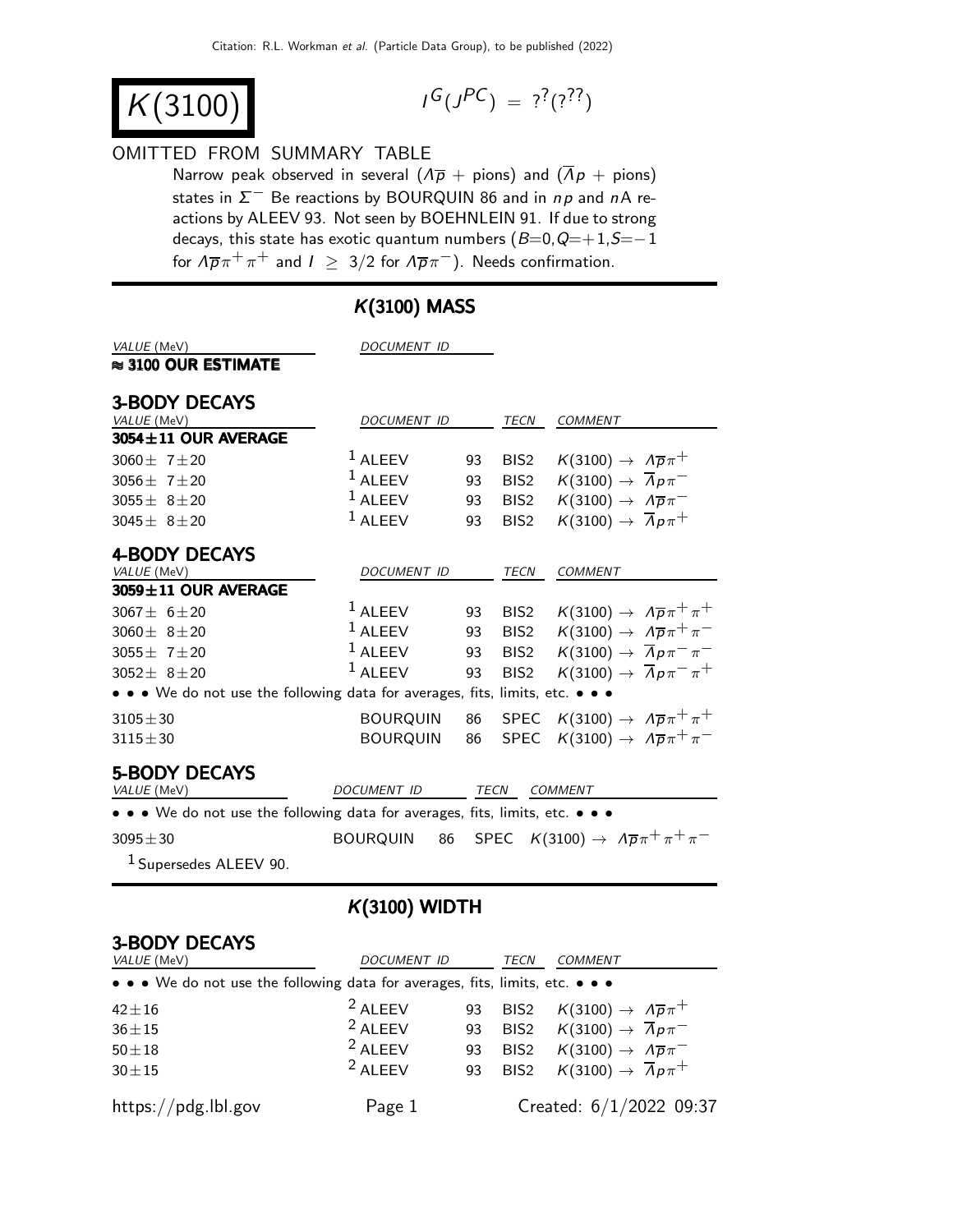# $K(3100)$

$I^G(J^{PC}) = ?^?(?^{??})$

OMITTED FROM SUMMARY TABLE

Narrow peak observed in several ($\Lambda\overline{p}$ + pions) and ($\overline{\Lambda}p$ + pions) states in $\Sigma^-$ Be reactions by BOURQUIN 86 and in $np$ and $n$A reactions by ALEEV 93. Not seen by BOEHNLEIN 91. If due to strong decays, this state has exotic quantum numbers ($B$=0,$Q$=+1,$S$=−1 for $\Lambda\overline{p}\pi^+\pi^+$ and $I \geq 3/2$ for $\Lambda\overline{p}\pi^-$). Needs confirmation.

## $K(3100)$ MASS

| VALUE (MeV) | DOCUMENT ID |
|---|---|
| **≈ 3100 OUR ESTIMATE** | |

### 3-BODY DECAYS

| VALUE (MeV) | DOCUMENT ID | | TECN | COMMENT |
|---|---|---|---|---|
| **3054±11 OUR AVERAGE** | | | | |
| 3060± 7±20 | [1] ALEEV | 93 | BIS2 | $K(3100) \rightarrow \Lambda\overline{p}\pi^+$ |
| 3056± 7±20 | [1] ALEEV | 93 | BIS2 | $K(3100) \rightarrow \overline{\Lambda}p\pi^-$ |
| 3055± 8±20 | [1] ALEEV | 93 | BIS2 | $K(3100) \rightarrow \Lambda\overline{p}\pi^-$ |
| 3045± 8±20 | [1] ALEEV | 93 | BIS2 | $K(3100) \rightarrow \overline{\Lambda}p\pi^+$ |

### 4-BODY DECAYS

| VALUE (MeV) | DOCUMENT ID | | TECN | COMMENT |
|---|---|---|---|---|
| **3059±11 OUR AVERAGE** | | | | |
| 3067± 6±20 | [1] ALEEV | 93 | BIS2 | $K(3100) \rightarrow \Lambda\overline{p}\pi^+\pi^+$ |
| 3060± 8±20 | [1] ALEEV | 93 | BIS2 | $K(3100) \rightarrow \Lambda\overline{p}\pi^+\pi^-$ |
| 3055± 7±20 | [1] ALEEV | 93 | BIS2 | $K(3100) \rightarrow \overline{\Lambda}p\pi^-\pi^-$ |
| 3052± 8±20 | [1] ALEEV | 93 | BIS2 | $K(3100) \rightarrow \overline{\Lambda}p\pi^-\pi^+$ |
| • • • We do not use the following data for averages, fits, limits, etc. • • • | | | | |
| 3105±30 | BOURQUIN | 86 | SPEC | $K(3100) \rightarrow \Lambda\overline{p}\pi^+\pi^+$ |
| 3115±30 | BOURQUIN | 86 | SPEC | $K(3100) \rightarrow \Lambda\overline{p}\pi^+\pi^-$ |

### 5-BODY DECAYS

| VALUE (MeV) | DOCUMENT ID | | TECN | COMMENT |
|---|---|---|---|---|
| • • • We do not use the following data for averages, fits, limits, etc. • • • | | | | |
| 3095±30 | BOURQUIN | 86 | SPEC | $K(3100) \rightarrow \Lambda\overline{p}\pi^+\pi^+\pi^-$ |

[1] Supersedes ALEEV 90.

## $K(3100)$ WIDTH

### 3-BODY DECAYS

| VALUE (MeV) | DOCUMENT ID | | TECN | COMMENT |
|---|---|---|---|---|
| • • • We do not use the following data for averages, fits, limits, etc. • • • | | | | |
| 42±16 | [2] ALEEV | 93 | BIS2 | $K(3100) \rightarrow \Lambda\overline{p}\pi^+$ |
| 36±15 | [2] ALEEV | 93 | BIS2 | $K(3100) \rightarrow \overline{\Lambda}p\pi^-$ |
| 50±18 | [2] ALEEV | 93 | BIS2 | $K(3100) \rightarrow \Lambda\overline{p}\pi^-$ |
| 30±15 | [2] ALEEV | 93 | BIS2 | $K(3100) \rightarrow \overline{\Lambda}p\pi^+$ |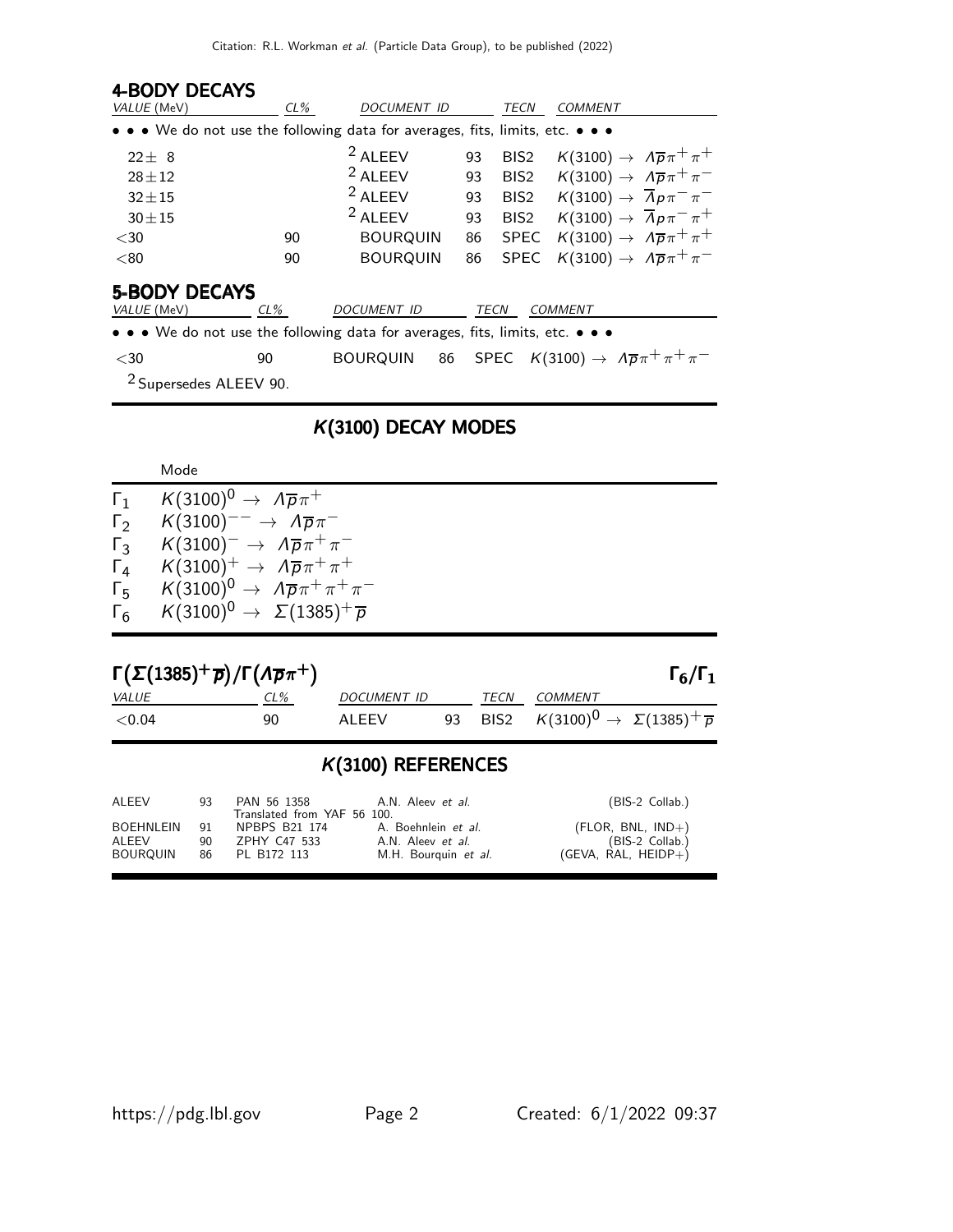### 4-BODY DECAYS

| VALUE (MeV) | CL% | DOCUMENT ID | | TECN | COMMENT |
|---|---|---|---|---|---|
| • • • We do not use the following data for averages, fits, limits, etc. • • • | | | | | |
| $22 \pm 8$ | | [2] ALEEV | 93 | BIS2 | $K(3100) \to \Lambda \overline{p} \pi^+ \pi^+$ |
| $28 \pm 12$ | | [2] ALEEV | 93 | BIS2 | $K(3100) \to \Lambda \overline{p} \pi^+ \pi^-$ |
| $32 \pm 15$ | | [2] ALEEV | 93 | BIS2 | $K(3100) \to \overline{\Lambda} p \pi^- \pi^-$ |
| $30 \pm 15$ | | [2] ALEEV | 93 | BIS2 | $K(3100) \to \overline{\Lambda} p \pi^- \pi^+$ |
| $<30$ | 90 | BOURQUIN | 86 | SPEC | $K(3100) \to \Lambda \overline{p} \pi^+ \pi^+$ |
| $<80$ | 90 | BOURQUIN | 86 | SPEC | $K(3100) \to \Lambda \overline{p} \pi^+ \pi^-$ |

### 5-BODY DECAYS

| VALUE (MeV) | CL% | DOCUMENT ID | | TECN | COMMENT |
|---|---|---|---|---|---|
| • • • We do not use the following data for averages, fits, limits, etc. • • • | | | | | |
| $<30$ | 90 | BOURQUIN | 86 | SPEC | $K(3100) \to \Lambda \overline{p} \pi^+ \pi^+ \pi^-$ |

[2] Supersedes ALEEV 90.

## $K(3100)$ DECAY MODES

| | Mode |
|---|---|
| $\Gamma_1$ | $K(3100)^0 \to \Lambda \overline{p} \pi^+$ |
| $\Gamma_2$ | $K(3100)^{--} \to \Lambda \overline{p} \pi^-$ |
| $\Gamma_3$ | $K(3100)^- \to \Lambda \overline{p} \pi^+ \pi^-$ |
| $\Gamma_4$ | $K(3100)^+ \to \Lambda \overline{p} \pi^+ \pi^+$ |
| $\Gamma_5$ | $K(3100)^0 \to \Lambda \overline{p} \pi^+ \pi^+ \pi^-$ |
| $\Gamma_6$ | $K(3100)^0 \to \Sigma(1385)^+ \overline{p}$ |

### $\Gamma(\Sigma(1385)^+ \overline{p})/\Gamma(\Lambda \overline{p} \pi^+)$ $\qquad \Gamma_6/\Gamma_1$

| VALUE | CL% | DOCUMENT ID | | TECN | COMMENT |
|---|---|---|---|---|---|
| $<0.04$ | 90 | ALEEV | 93 | BIS2 | $K(3100)^0 \to \Sigma(1385)^+ \overline{p}$ |

## $K(3100)$ REFERENCES

| | | | | |
|---|---|---|---|---|
| ALEEV | 93 | PAN 56 1358 | A.N. Aleev *et al.* | (BIS-2 Collab.) |
| | | Translated from YAF 56 100. | | |
| BOEHNLEIN | 91 | NPBPS B21 174 | A. Boehnlein *et al.* | (FLOR, BNL, IND+) |
| ALEEV | 90 | ZPHY C47 533 | A.N. Aleev *et al.* | (BIS-2 Collab.) |
| BOURQUIN | 86 | PL B172 113 | M.H. Bourquin *et al.* | (GEVA, RAL, HEIDP+) |